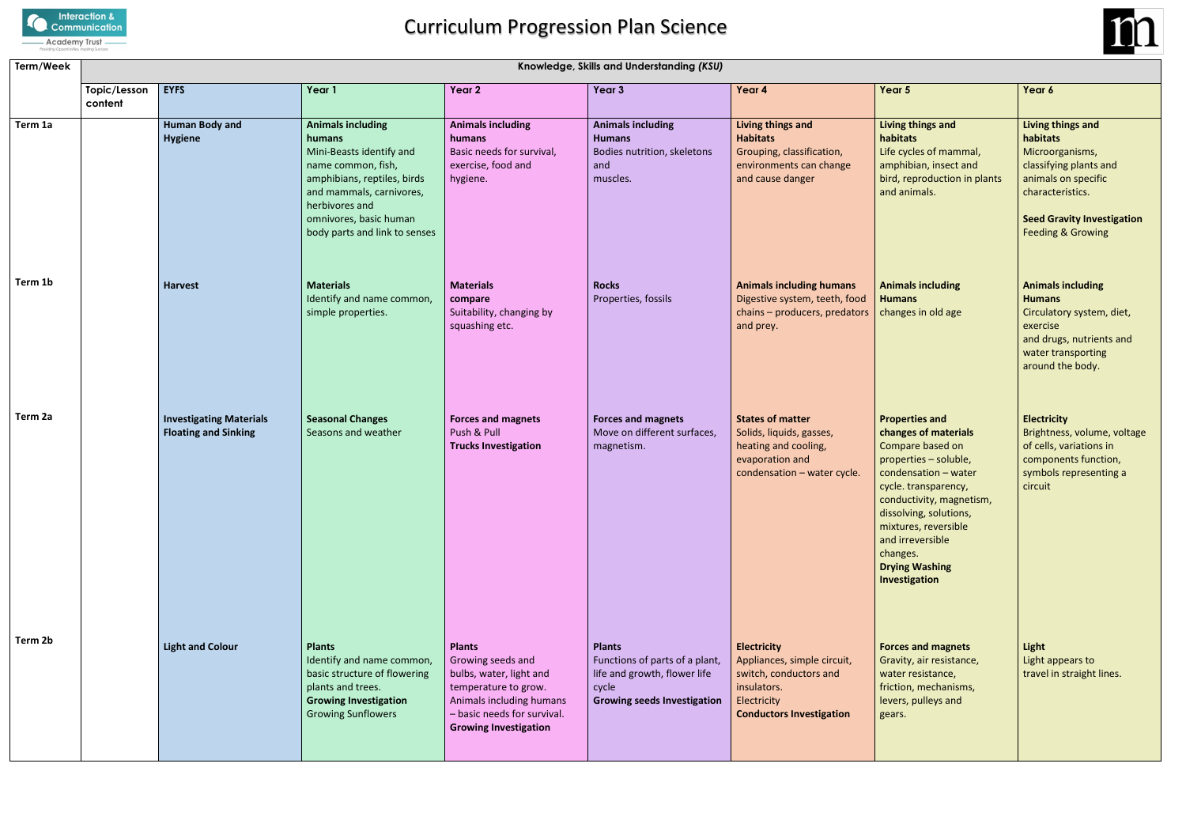# Curriculum Progression Plan Science

| Term/Week | Knowledge, Skills and Understanding *(KSU)* | | | | | | | |
|---|---|---|---|---|---|---|---|---|
| | Topic/Lesson content | EYFS | Year 1 | Year 2 | Year 3 | Year 4 | Year 5 | Year 6 |
| Term 1a | | **Human Body and Hygiene** | **Animals including humans** Mini-Beasts identify and name common, fish, amphibians, reptiles, birds and mammals, carnivores, herbivores and omnivores, basic human body parts and link to senses | **Animals including humans** Basic needs for survival, exercise, food and hygiene. | **Animals including Humans** Bodies nutrition, skeletons and muscles. | **Living things and Habitats** Grouping, classification, environments can change and cause danger | **Living things and habitats** Life cycles of mammal, amphibian, insect and bird, reproduction in plants and animals. | **Living things and habitats** Microorganisms, classifying plants and animals on specific characteristics. **Seed Gravity Investigation** Feeding & Growing |
| Term 1b | | **Harvest** | **Materials** Identify and name common, simple properties. | **Materials compare** Suitability, changing by squashing etc. | **Rocks** Properties, fossils | **Animals including humans** Digestive system, teeth, food chains – producers, predators and prey. | **Animals including Humans** changes in old age | **Animals including Humans** Circulatory system, diet, exercise and drugs, nutrients and water transporting around the body. |
| Term 2a | | **Investigating Materials Floating and Sinking** | **Seasonal Changes** Seasons and weather | **Forces and magnets** Push & Pull **Trucks Investigation** | **Forces and magnets** Move on different surfaces, magnetism. | **States of matter** Solids, liquids, gasses, heating and cooling, evaporation and condensation – water cycle. | **Properties and changes of materials** Compare based on properties – soluble, condensation – water cycle. transparency, conductivity, magnetism, dissolving, solutions, mixtures, reversible and irreversible changes. **Drying Washing Investigation** | **Electricity** Brightness, volume, voltage of cells, variations in components function, symbols representing a circuit |
| Term 2b | | **Light and Colour** | **Plants** Identify and name common, basic structure of flowering plants and trees. **Growing Investigation** Growing Sunflowers | **Plants** Growing seeds and bulbs, water, light and temperature to grow. Animals including humans – basic needs for survival. **Growing Investigation** | **Plants** Functions of parts of a plant, life and growth, flower life cycle **Growing seeds Investigation** | **Electricity** Appliances, simple circuit, switch, conductors and insulators. Electricity **Conductors Investigation** | **Forces and magnets** Gravity, air resistance, water resistance, friction, mechanisms, levers, pulleys and gears. | **Light** Light appears to travel in straight lines. |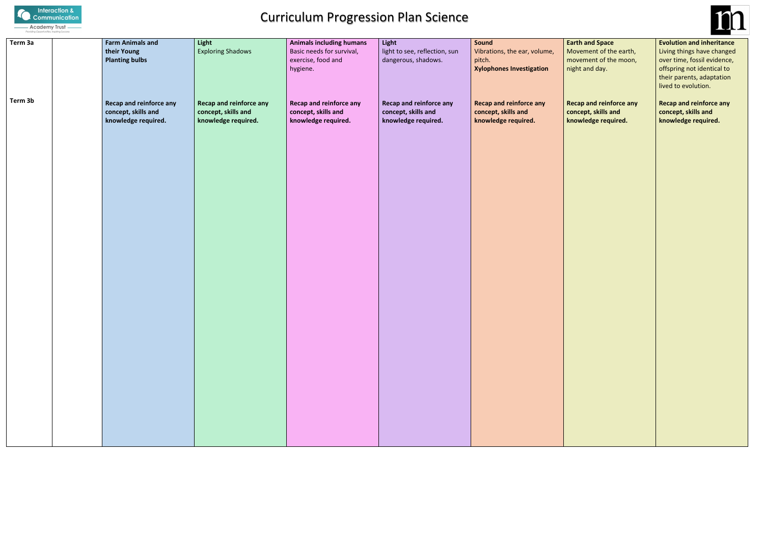# Curriculum Progression Plan Science

| | | | | | | | | |
|---|---|---|---|---|---|---|---|---|
| **Term 3a** | | **Farm Animals and their Young** **Planting bulbs** | **Light** Exploring Shadows | **Animals including humans** Basic needs for survival, exercise, food and hygiene. | **Light** light to see, reflection, sun dangerous, shadows. | **Sound** Vibrations, the ear, volume, pitch. **Xylophones Investigation** | **Earth and Space** Movement of the earth, movement of the moon, night and day. | **Evolution and inheritance** Living things have changed over time, fossil evidence, offspring not identical to their parents, adaptation lived to evolution. |
| **Term 3b** | | **Recap and reinforce any concept, skills and knowledge required.** | **Recap and reinforce any concept, skills and knowledge required.** | **Recap and reinforce any concept, skills and knowledge required.** | **Recap and reinforce any concept, skills and knowledge required.** | **Recap and reinforce any concept, skills and knowledge required.** | **Recap and reinforce any concept, skills and knowledge required.** | **Recap and reinforce any concept, skills and knowledge required.** |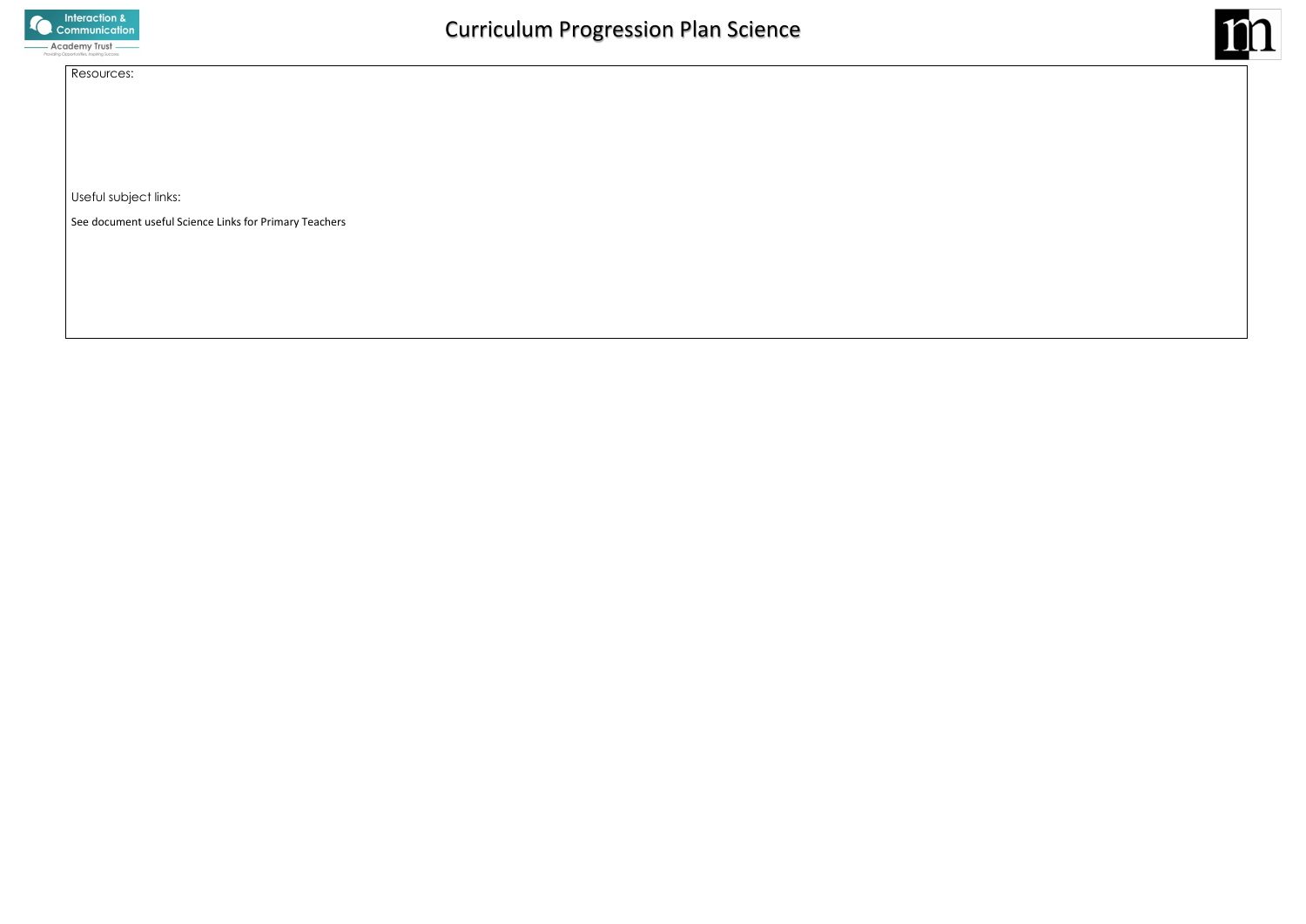Resources:

Useful subject links:

See document useful Science Links for Primary Teachers